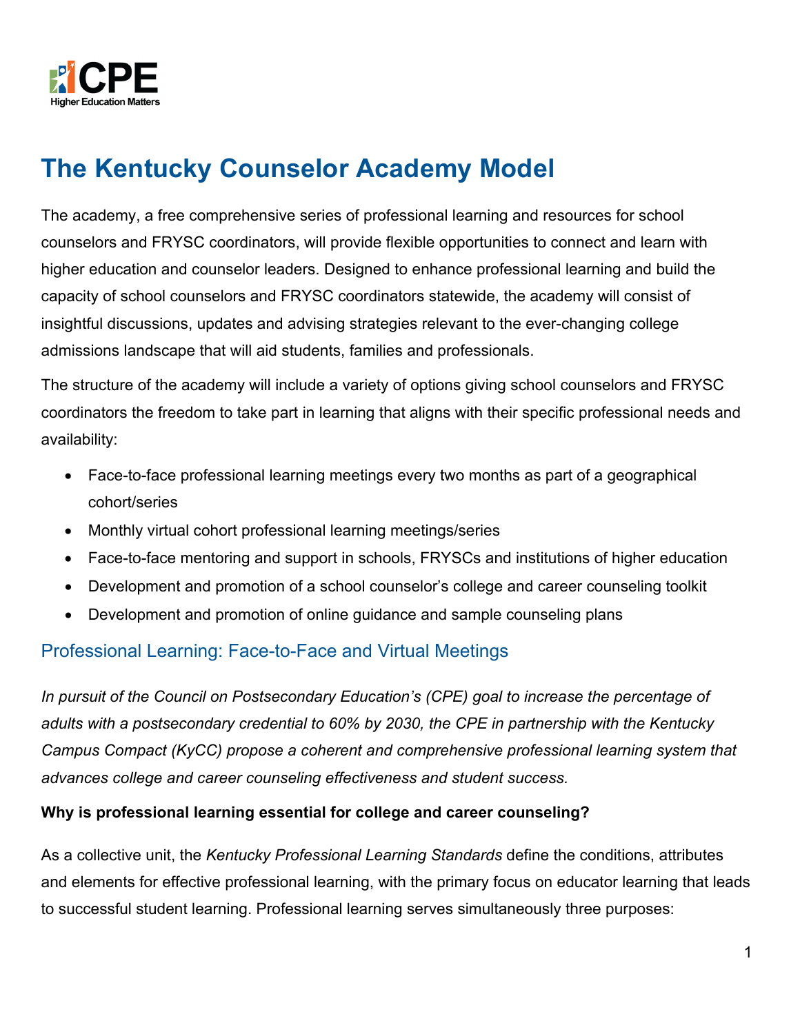# The Kentucky Counselor Academy Model

The academy, a free comprehensive series of professional learning and resources for school counselors and FRYSC coordinators, will provide flexible opportunities to connect and learn with higher education and counselor leaders. Designed to enhance professional learning and build the capacity of school counselors and FRYSC coordinators statewide, the academy will consist of insightful discussions, updates and advising strategies relevant to the ever-changing college admissions landscape that will aid students, families and professionals.

The structure of the academy will include a variety of options giving school counselors and FRYSC coordinators the freedom to take part in learning that aligns with their specific professional needs and availability:

- Face-to-face professional learning meetings every two months as part of a geographical cohort/series
- Monthly virtual cohort professional learning meetings/series
- Face-to-face mentoring and support in schools, FRYSCs and institutions of higher education
- Development and promotion of a school counselor's college and career counseling toolkit
- Development and promotion of online guidance and sample counseling plans

## Professional Learning: Face-to-Face and Virtual Meetings

*In pursuit of the Council on Postsecondary Education's (CPE) goal to increase the percentage of adults with a postsecondary credential to 60% by 2030, the CPE in partnership with the Kentucky Campus Compact (KyCC) propose a coherent and comprehensive professional learning system that advances college and career counseling effectiveness and student success.*

**Why is professional learning essential for college and career counseling?**

As a collective unit, the *Kentucky Professional Learning Standards* define the conditions, attributes and elements for effective professional learning, with the primary focus on educator learning that leads to successful student learning. Professional learning serves simultaneously three purposes: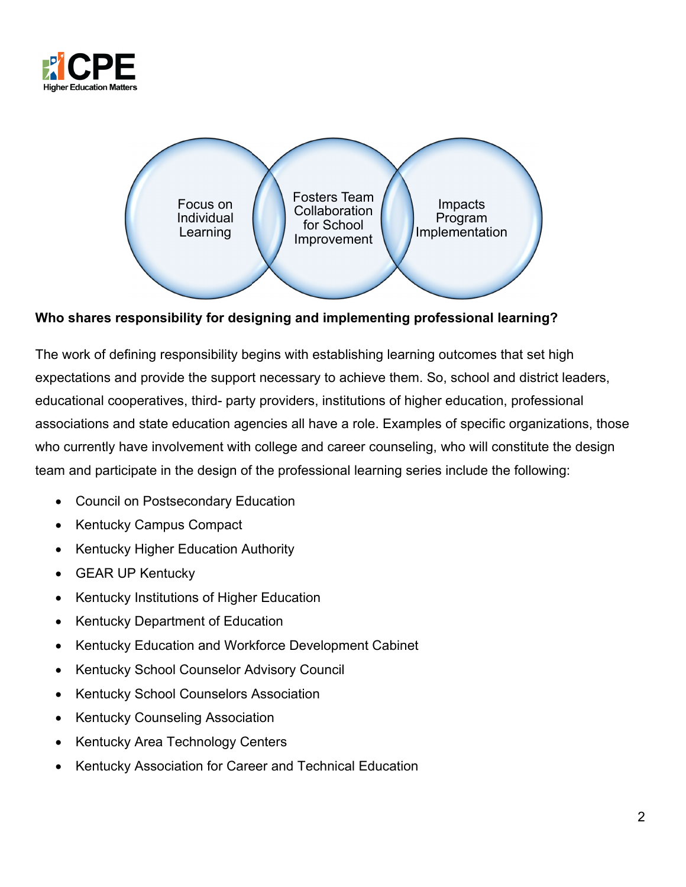Focus on Individual Learning

Fosters Team Collaboration for School Improvement

Impacts Program Implementation

**Who shares responsibility for designing and implementing professional learning?**

The work of defining responsibility begins with establishing learning outcomes that set high expectations and provide the support necessary to achieve them. So, school and district leaders, educational cooperatives, third- party providers, institutions of higher education, professional associations and state education agencies all have a role. Examples of specific organizations, those who currently have involvement with college and career counseling, who will constitute the design team and participate in the design of the professional learning series include the following:

- Council on Postsecondary Education
- Kentucky Campus Compact
- Kentucky Higher Education Authority
- GEAR UP Kentucky
- Kentucky Institutions of Higher Education
- Kentucky Department of Education
- Kentucky Education and Workforce Development Cabinet
- Kentucky School Counselor Advisory Council
- Kentucky School Counselors Association
- Kentucky Counseling Association
- Kentucky Area Technology Centers
- Kentucky Association for Career and Technical Education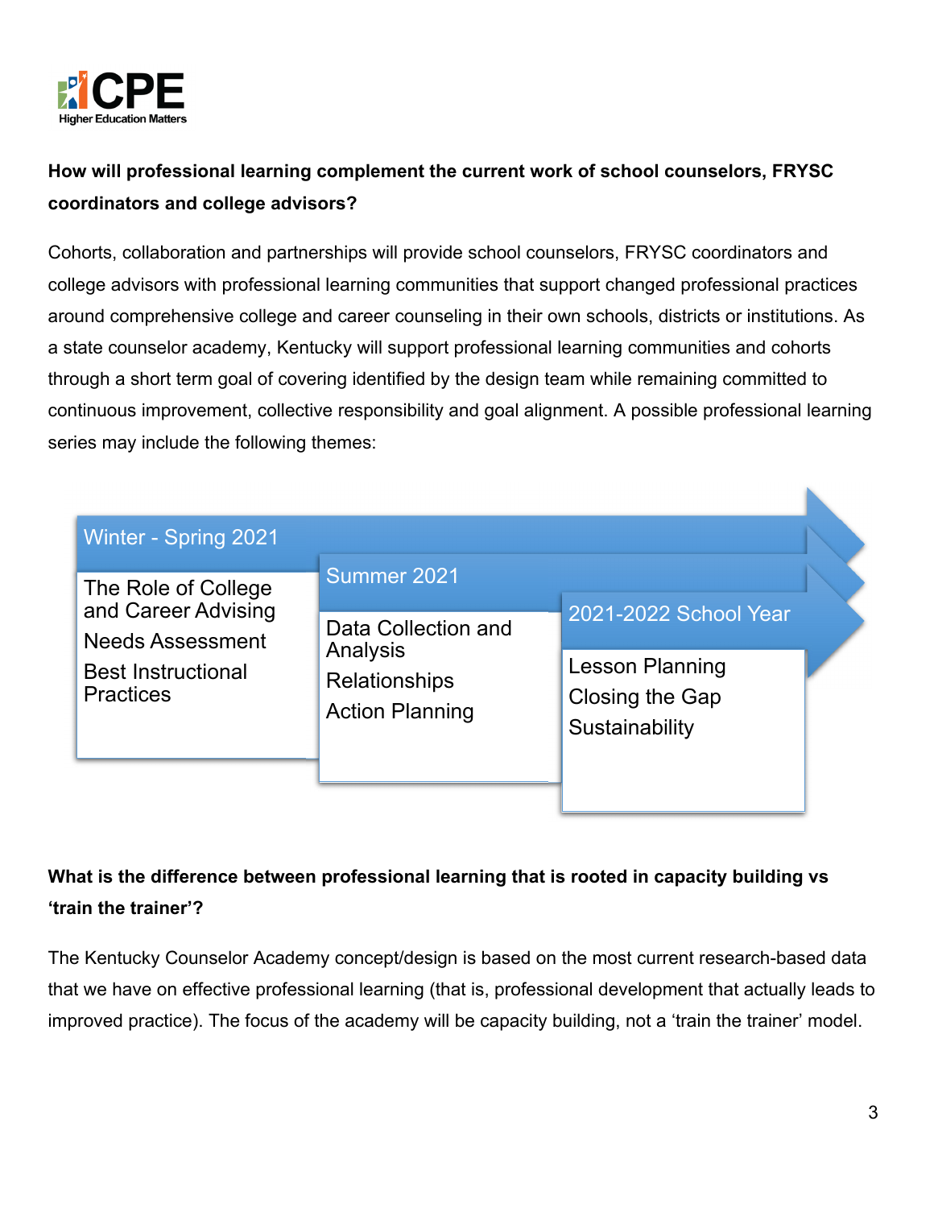**How will professional learning complement the current work of school counselors, FRYSC coordinators and college advisors?**

Cohorts, collaboration and partnerships will provide school counselors, FRYSC coordinators and college advisors with professional learning communities that support changed professional practices around comprehensive college and career counseling in their own schools, districts or institutions. As a state counselor academy, Kentucky will support professional learning communities and cohorts through a short term goal of covering identified by the design team while remaining committed to continuous improvement, collective responsibility and goal alignment. A possible professional learning series may include the following themes:

**Winter - Spring 2021**
- The Role of College and Career Advising
- Needs Assessment
- Best Instructional Practices

**Summer 2021**
- Data Collection and Analysis
- Relationships
- Action Planning

**2021-2022 School Year**
- Lesson Planning
- Closing the Gap
- Sustainability

**What is the difference between professional learning that is rooted in capacity building vs 'train the trainer'?**

The Kentucky Counselor Academy concept/design is based on the most current research-based data that we have on effective professional learning (that is, professional development that actually leads to improved practice). The focus of the academy will be capacity building, not a 'train the trainer' model.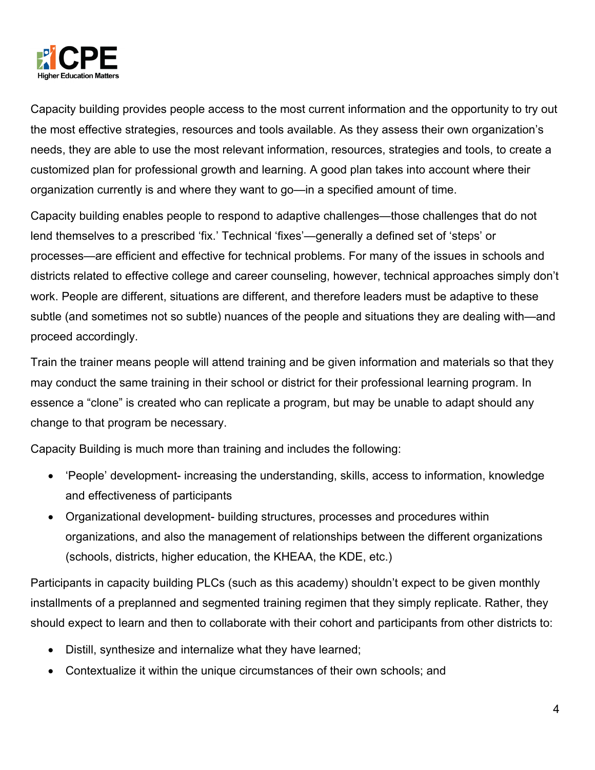Capacity building provides people access to the most current information and the opportunity to try out the most effective strategies, resources and tools available. As they assess their own organization's needs, they are able to use the most relevant information, resources, strategies and tools, to create a customized plan for professional growth and learning. A good plan takes into account where their organization currently is and where they want to go—in a specified amount of time.

Capacity building enables people to respond to adaptive challenges—those challenges that do not lend themselves to a prescribed 'fix.' Technical 'fixes'—generally a defined set of 'steps' or processes—are efficient and effective for technical problems. For many of the issues in schools and districts related to effective college and career counseling, however, technical approaches simply don't work. People are different, situations are different, and therefore leaders must be adaptive to these subtle (and sometimes not so subtle) nuances of the people and situations they are dealing with—and proceed accordingly.

Train the trainer means people will attend training and be given information and materials so that they may conduct the same training in their school or district for their professional learning program. In essence a "clone" is created who can replicate a program, but may be unable to adapt should any change to that program be necessary.

Capacity Building is much more than training and includes the following:

- 'People' development- increasing the understanding, skills, access to information, knowledge and effectiveness of participants
- Organizational development- building structures, processes and procedures within organizations, and also the management of relationships between the different organizations (schools, districts, higher education, the KHEAA, the KDE, etc.)

Participants in capacity building PLCs (such as this academy) shouldn't expect to be given monthly installments of a preplanned and segmented training regimen that they simply replicate. Rather, they should expect to learn and then to collaborate with their cohort and participants from other districts to:

- Distill, synthesize and internalize what they have learned;
- Contextualize it within the unique circumstances of their own schools; and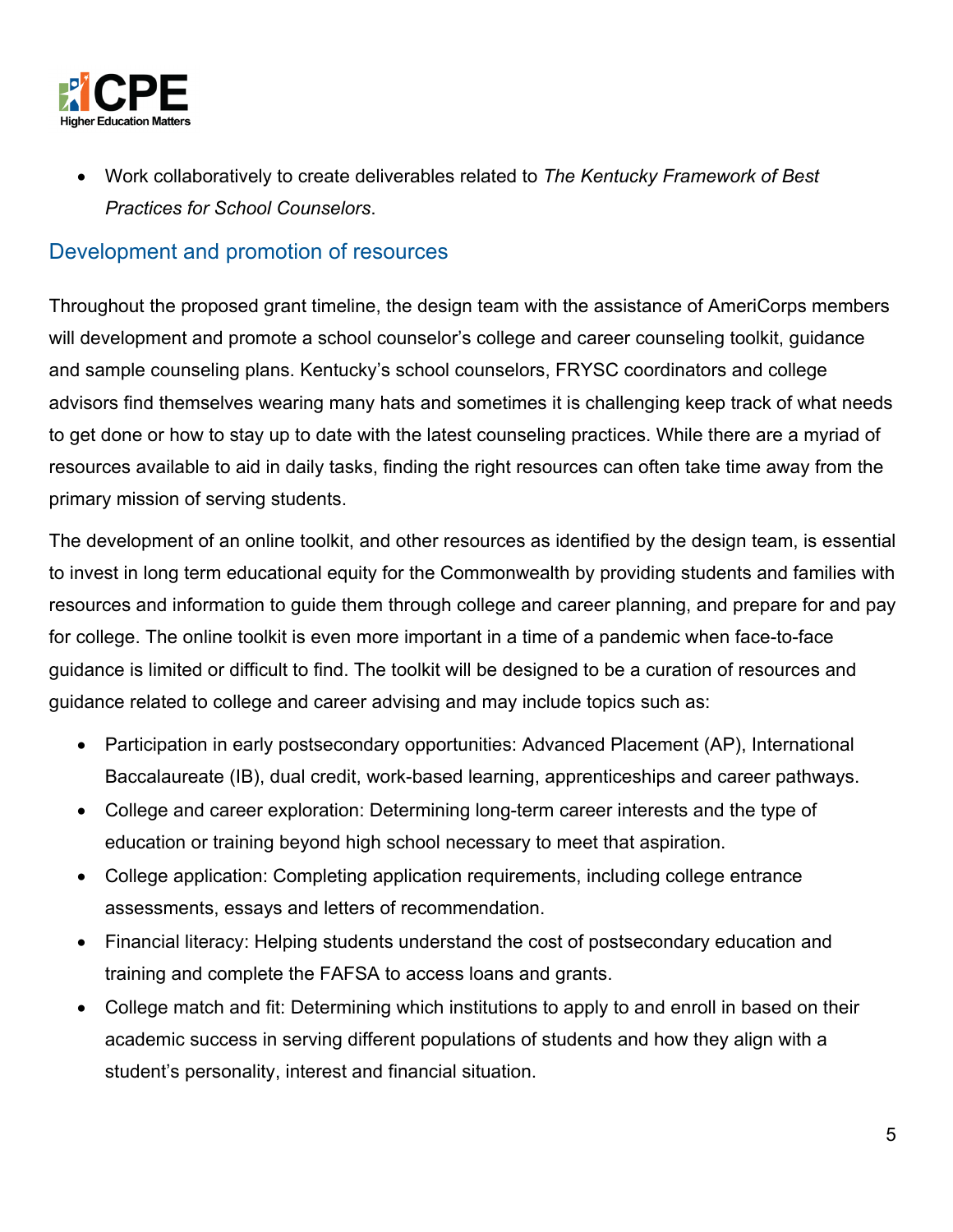- Work collaboratively to create deliverables related to *The Kentucky Framework of Best Practices for School Counselors*.

## Development and promotion of resources

Throughout the proposed grant timeline, the design team with the assistance of AmeriCorps members will development and promote a school counselor's college and career counseling toolkit, guidance and sample counseling plans. Kentucky's school counselors, FRYSC coordinators and college advisors find themselves wearing many hats and sometimes it is challenging keep track of what needs to get done or how to stay up to date with the latest counseling practices. While there are a myriad of resources available to aid in daily tasks, finding the right resources can often take time away from the primary mission of serving students.

The development of an online toolkit, and other resources as identified by the design team, is essential to invest in long term educational equity for the Commonwealth by providing students and families with resources and information to guide them through college and career planning, and prepare for and pay for college. The online toolkit is even more important in a time of a pandemic when face-to-face guidance is limited or difficult to find. The toolkit will be designed to be a curation of resources and guidance related to college and career advising and may include topics such as:

- Participation in early postsecondary opportunities: Advanced Placement (AP), International Baccalaureate (IB), dual credit, work-based learning, apprenticeships and career pathways.
- College and career exploration: Determining long-term career interests and the type of education or training beyond high school necessary to meet that aspiration.
- College application: Completing application requirements, including college entrance assessments, essays and letters of recommendation.
- Financial literacy: Helping students understand the cost of postsecondary education and training and complete the FAFSA to access loans and grants.
- College match and fit: Determining which institutions to apply to and enroll in based on their academic success in serving different populations of students and how they align with a student's personality, interest and financial situation.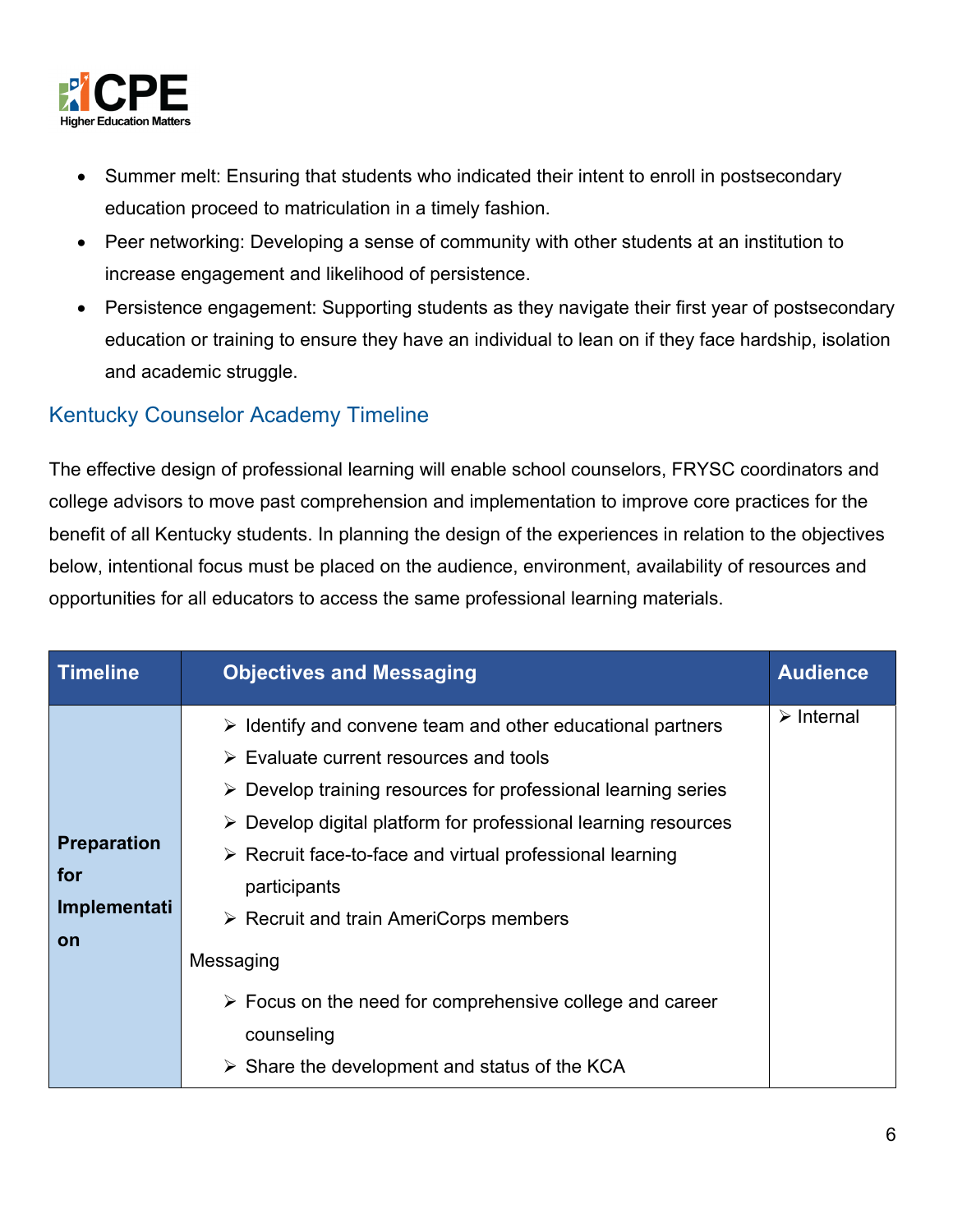- Summer melt: Ensuring that students who indicated their intent to enroll in postsecondary education proceed to matriculation in a timely fashion.
- Peer networking: Developing a sense of community with other students at an institution to increase engagement and likelihood of persistence.
- Persistence engagement: Supporting students as they navigate their first year of postsecondary education or training to ensure they have an individual to lean on if they face hardship, isolation and academic struggle.

## Kentucky Counselor Academy Timeline

The effective design of professional learning will enable school counselors, FRYSC coordinators and college advisors to move past comprehension and implementation to improve core practices for the benefit of all Kentucky students. In planning the design of the experiences in relation to the objectives below, intentional focus must be placed on the audience, environment, availability of resources and opportunities for all educators to access the same professional learning materials.

| Timeline | Objectives and Messaging | Audience |
|---|---|---|
| **Preparation for Implementation** | ➢ Identify and convene team and other educational partners<br>➢ Evaluate current resources and tools<br>➢ Develop training resources for professional learning series<br>➢ Develop digital platform for professional learning resources<br>➢ Recruit face-to-face and virtual professional learning participants<br>➢ Recruit and train AmeriCorps members<br><br>Messaging<br><br>➢ Focus on the need for comprehensive college and career counseling<br>➢ Share the development and status of the KCA | ➢ Internal |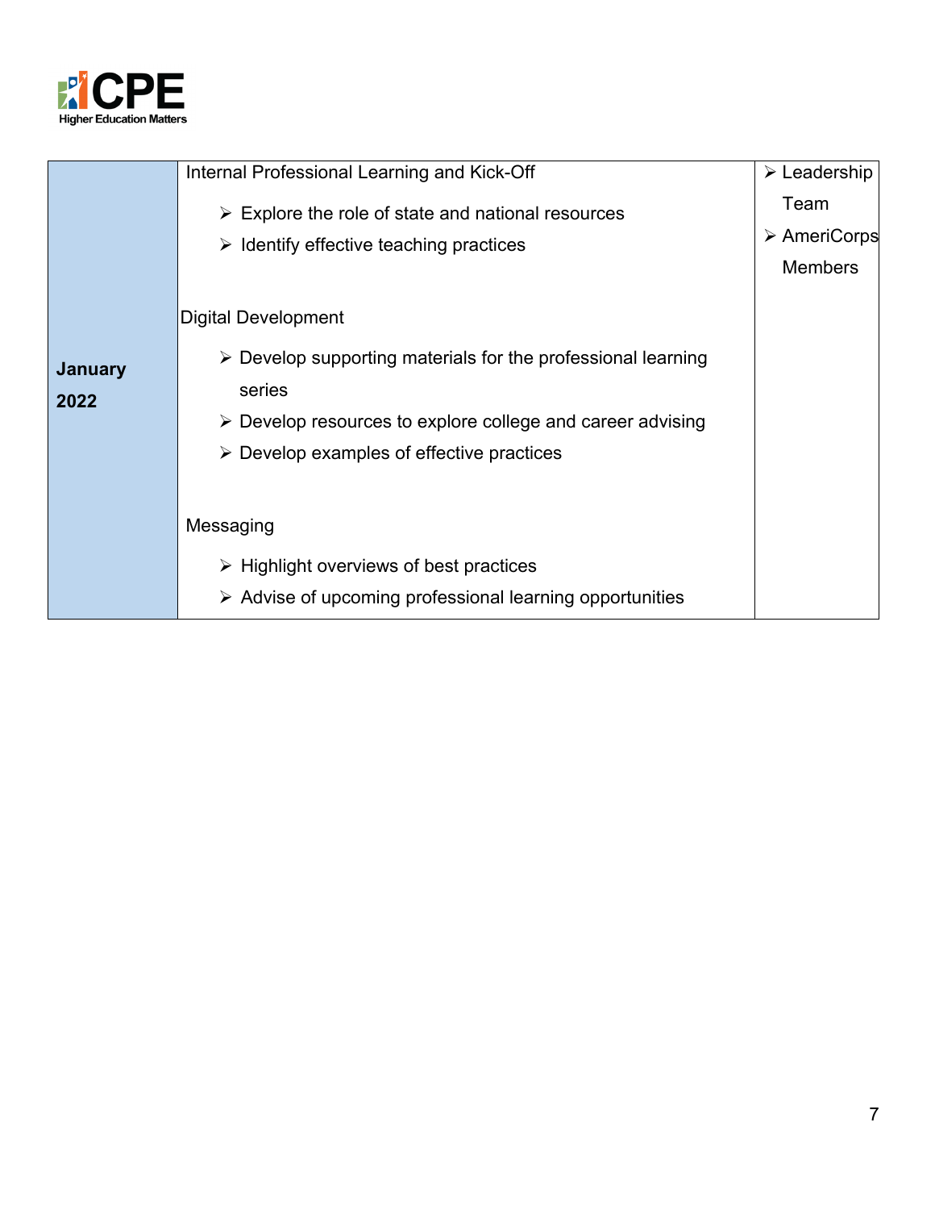| | | |
|---|---|---|
| **January 2022** | Internal Professional Learning and Kick-Off<br>➢ Explore the role of state and national resources<br>➢ Identify effective teaching practices<br><br>Digital Development<br>➢ Develop supporting materials for the professional learning series<br>➢ Develop resources to explore college and career advising<br>➢ Develop examples of effective practices<br><br>Messaging<br>➢ Highlight overviews of best practices<br>➢ Advise of upcoming professional learning opportunities | ➢ Leadership Team<br>➢ AmeriCorps Members |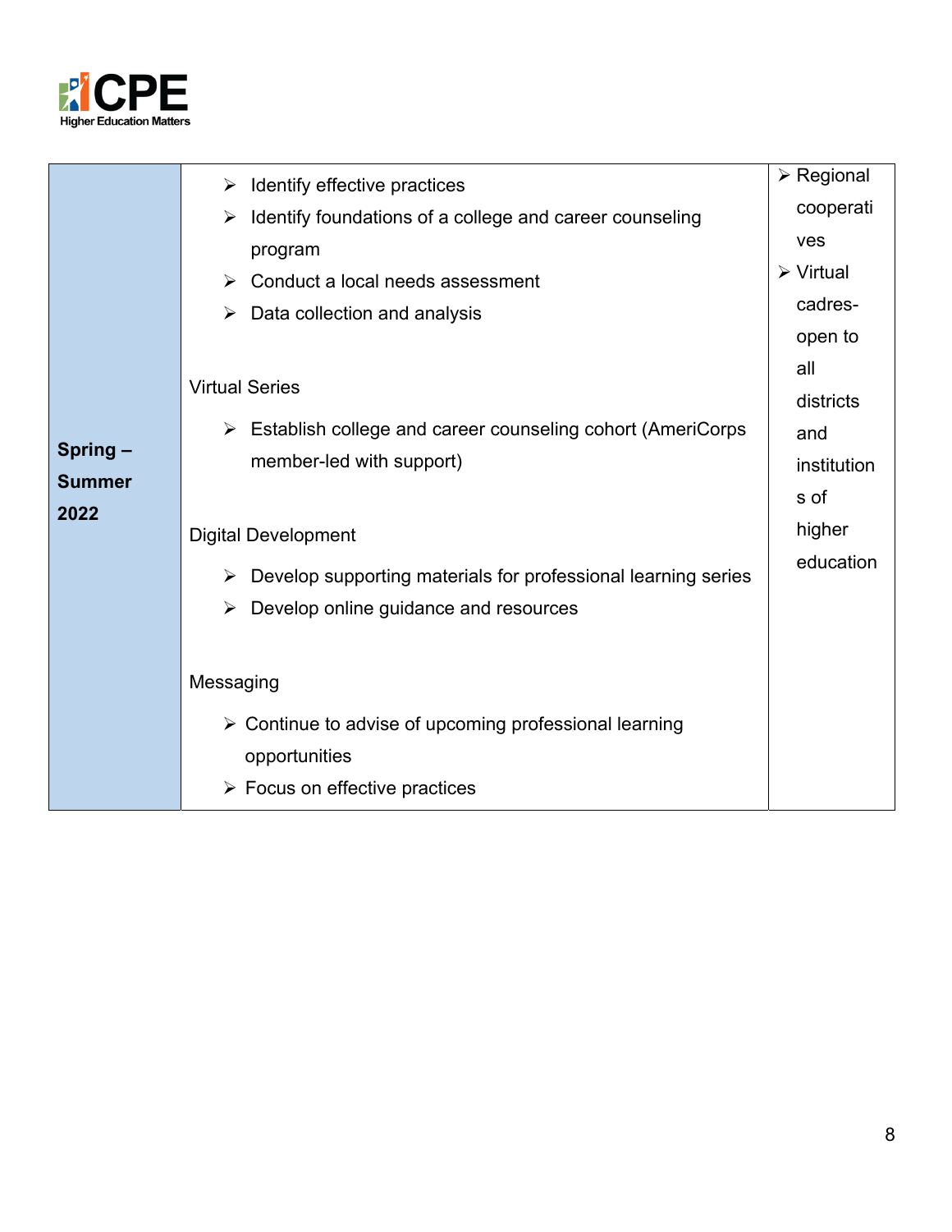| | | |
|---|---|---|
| **Spring – Summer 2022** | ➢ Identify effective practices<br>➢ Identify foundations of a college and career counseling program<br>➢ Conduct a local needs assessment<br>➢ Data collection and analysis<br><br>Virtual Series<br>➢ Establish college and career counseling cohort (AmeriCorps member-led with support)<br><br>Digital Development<br>➢ Develop supporting materials for professional learning series<br>➢ Develop online guidance and resources<br><br>Messaging<br>➢ Continue to advise of upcoming professional learning opportunities<br>➢ Focus on effective practices | ➢ Regional cooperatives<br>➢ Virtual cadres- open to all districts and institutions of higher education |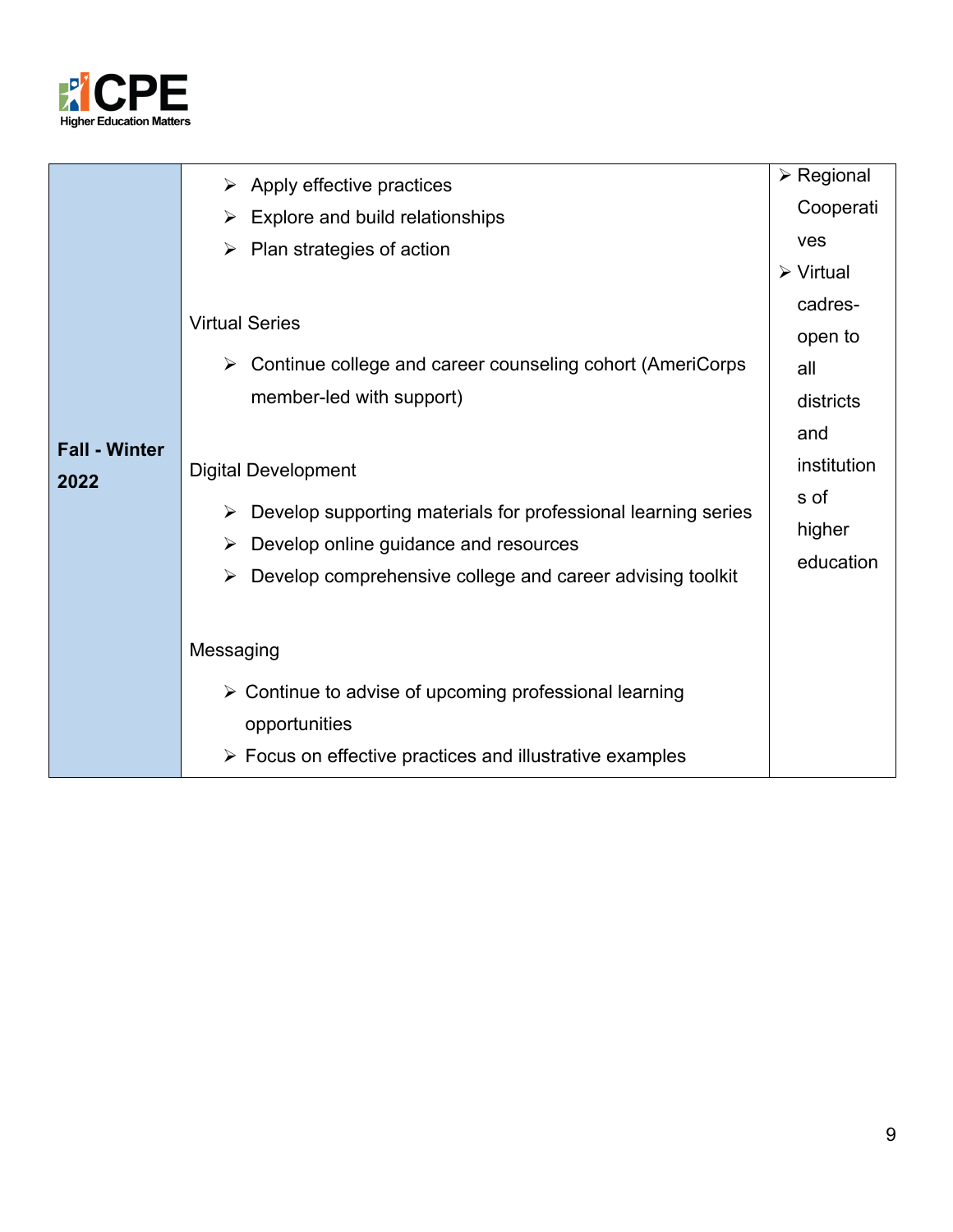| Fall - Winter 2022 | <ul><li>Apply effective practices</li><li>Explore and build relationships</li><li>Plan strategies of action</li></ul>Virtual Series<ul><li>Continue college and career counseling cohort (AmeriCorps member-led with support)</li></ul>Digital Development<ul><li>Develop supporting materials for professional learning series</li><li>Develop online guidance and resources</li><li>Develop comprehensive college and career advising toolkit</li></ul>Messaging<ul><li>Continue to advise of upcoming professional learning opportunities</li><li>Focus on effective practices and illustrative examples</li></ul> | <ul><li>Regional Cooperatives</li><li>Virtual cadres-open to all districts and institutions of higher education</li></ul> |
|---|---|---|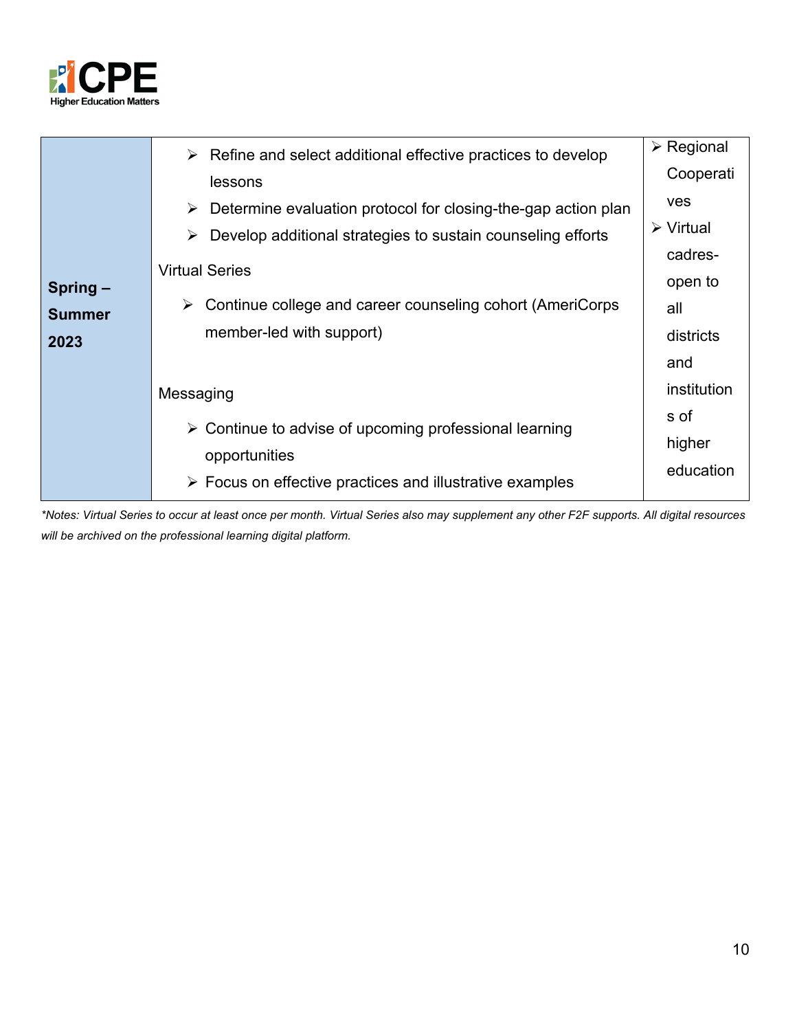| | | |
|---|---|---|
| **Spring – Summer 2023** | ➢ Refine and select additional effective practices to develop lessons<br>➢ Determine evaluation protocol for closing-the-gap action plan<br>➢ Develop additional strategies to sustain counseling efforts<br><br>Virtual Series<br><br>➢ Continue college and career counseling cohort (AmeriCorps member-led with support)<br><br>Messaging<br><br>➢ Continue to advise of upcoming professional learning opportunities<br>➢ Focus on effective practices and illustrative examples | ➢ Regional Cooperatives<br>➢ Virtual cadres- open to all districts and institutions of higher education |

*\*Notes: Virtual Series to occur at least once per month. Virtual Series also may supplement any other F2F supports. All digital resources will be archived on the professional learning digital platform.*